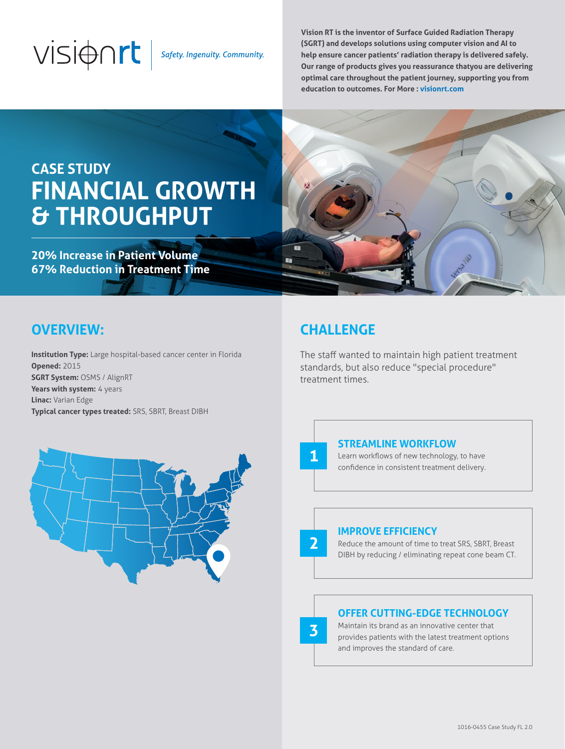visionrt | *Safety. Ingenuity. Community.*

**Vision RT is the inventor of Surface Guided Radiation Therapy (SGRT) and develops solutions using computer vision and AI to help ensure cancer patients' radiation therapy is delivered safely. Our range of products gives you reassurance thatyou are delivering optimal care throughout the patient journey, supporting you from education to outcomes. For More : visionrt.com**

## CASE STUDY

# FINANCIAL GROWTH & THROUGHPUT

**20% Increase in Patient Volume**
**67% Reduction in Treatment Time**

## OVERVIEW:

**Institution Type:** Large hospital-based cancer center in Florida
**Opened:** 2015
**SGRT System:** OSMS / AlignRT
**Years with system:** 4 years
**Linac:** Varian Edge
**Typical cancer types treated:** SRS, SBRT, Breast DIBH

## CHALLENGE

The staff wanted to maintain high patient treatment standards, but also reduce "special procedure" treatment times.

### 1 STREAMLINE WORKFLOW

Learn workflows of new technology, to have confidence in consistent treatment delivery.

### 2 IMPROVE EFFICIENCY

Reduce the amount of time to treat SRS, SBRT, Breast DIBH by reducing / eliminating repeat cone beam CT.

### 3 OFFER CUTTING-EDGE TECHNOLOGY

Maintain its brand as an innovative center that provides patients with the latest treatment options and improves the standard of care.

1016-0455 Case Study FL 2.0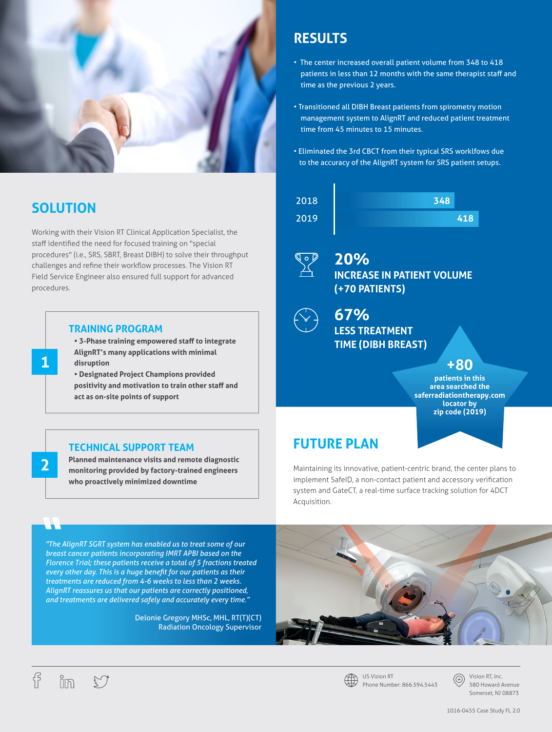## SOLUTION

Working with their Vision RT Clinical Application Specialist, the staff identified the need for focused training on "special procedures" (i.e., SRS, SBRT, Breast DIBH) to solve their throughput challenges and refine their workflow processes. The Vision RT Field Service Engineer also ensured full support for advanced procedures.

### 1 TRAINING PROGRAM

- **3-Phase training empowered staff to integrate AlignRT's many applications with minimal disruption**
- **Designated Project Champions provided positivity and motivation to train other staff and act as on-site points of support**

### 2 TECHNICAL SUPPORT TEAM

**Planned maintenance visits and remote diagnostic monitoring provided by factory-trained engineers who proactively minimized downtime**

> *"The AlignRT SGRT system has enabled us to treat some of our breast cancer patients incorporating IMRT APBI based on the Florence Trial; these patients receive a total of 5 fractions treated every other day. This is a huge benefit for our patients as their treatments are reduced from 4-6 weeks to less than 2 weeks. AlignRT reassures us that our patients are correctly positioned, and treatments are delivered safely and accurately every time."*
>
> Delonie Gregory MHSc, MHL, RT(T)(CT)
> Radiation Oncology Supervisor

## RESULTS

- The center increased overall patient volume from 348 to 418 patients in less than 12 months with the same therapist staff and time as the previous 2 years.
- Transitioned all DIBH Breast patients from spirometry motion management system to AlignRT and reduced patient treatment time from 45 minutes to 15 minutes.
- Eliminated the 3rd CBCT from their typical SRS worklfows due to the accuracy of the AlignRT system for SRS patient setups.

2018
348
2019
418

**20%**
**INCREASE IN PATIENT VOLUME (+70 PATIENTS)**

**67%**
**LESS TREATMENT TIME (DIBH BREAST)**

**+80**
**patients in this area searched the saferradiationtherapy.com locator by zip code (2019)**

## FUTURE PLAN

Maintaining its innovative, patient-centric brand, the center plans to implement SafeID, a non-contact patient and accessory verification system and GateCT, a real-time surface tracking solution for 4DCT Acquisition.

US Vision RT
Phone Number: 866.594.5443

Vision RT, Inc.
580 Howard Avenue
Somerset, NJ 08873

1016-0455 Case Study FL 2.0